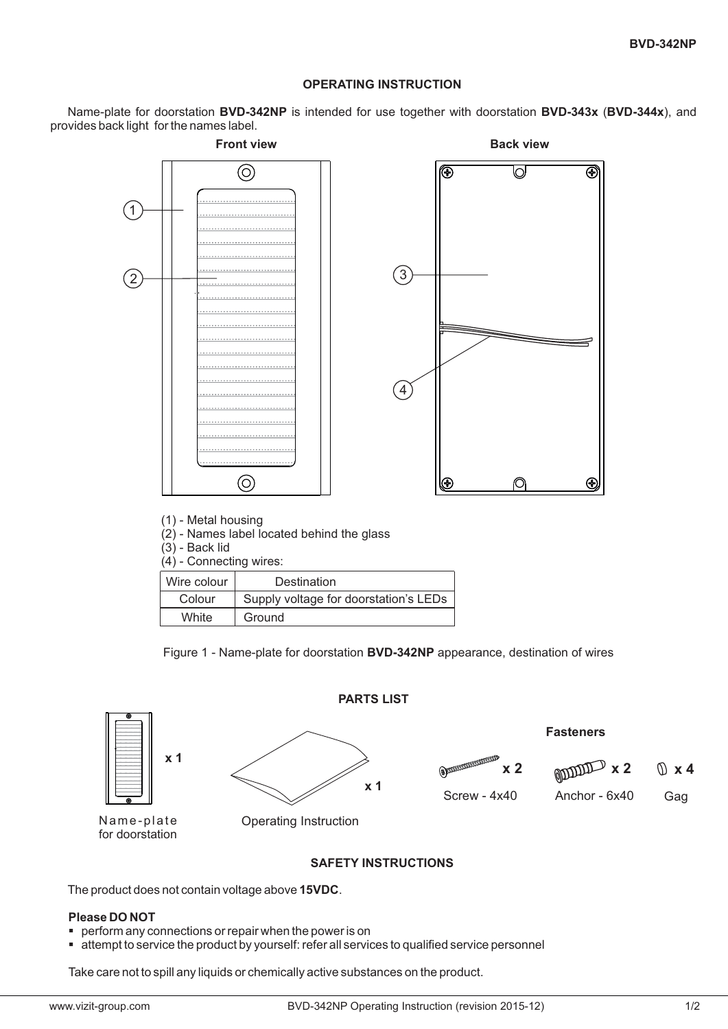# OPERATING INSTRUCTION

Name-plate for doorstation **BVD-342NP** is intended for use together with doorstation **BVD-343x** (**BVD-344x**), and provides back light for the names label.

**Front view** **Back view**

(1) - Metal housing
(2) - Names label located behind the glass
(3) - Back lid
(4) - Connecting wires:

| Wire colour | Destination |
|---|---|
| Colour | Supply voltage for doorstation's LEDs |
| White | Ground |

Figure 1 - Name-plate for doorstation **BVD-342NP** appearance, destination of wires

## PARTS LIST

- Name-plate for doorstation — x 1
- Operating Instruction — x 1

**Fasteners**

- Screw - 4x40 — x 2
- Anchor - 6x40 — x 2
- Gag — x 4

## SAFETY INSTRUCTIONS

The product does not contain voltage above **15VDC**.

**Please DO NOT**

- perform any connections or repair when the power is on
- attempt to service the product by yourself: refer all services to qualified service personnel

Take care not to spill any liquids or chemically active substances on the product.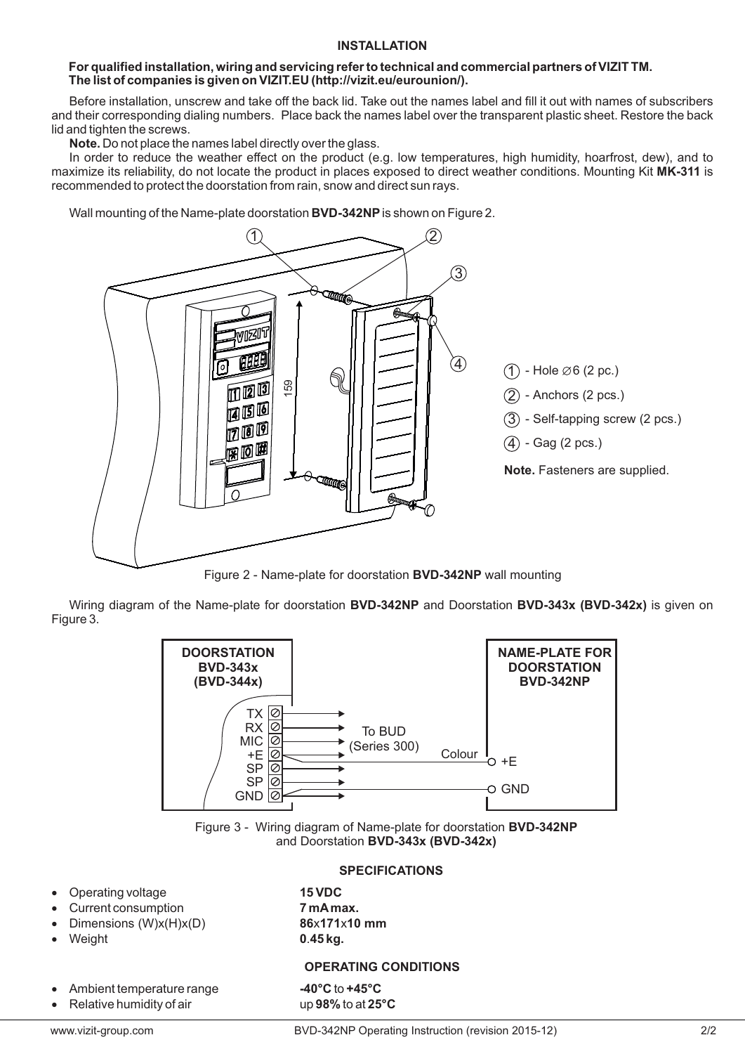## INSTALLATION

**For qualified installation, wiring and servicing refer to technical and commercial partners of VIZIT TM. The list of companies is given on VIZIT.EU (http://vizit.eu/eurounion/).**

Before installation, unscrew and take off the back lid. Take out the names label and fill it out with names of subscribers and their corresponding dialing numbers. Place back the names label over the transparent plastic sheet. Restore the back lid and tighten the screws.

**Note.** Do not place the names label directly over the glass.

In order to reduce the weather effect on the product (e.g. low temperatures, high humidity, hoarfrost, dew), and to maximize its reliability, do not locate the product in places exposed to direct weather conditions. Mounting Kit **MK-311** is recommended to protect the doorstation from rain, snow and direct sun rays.

Wall mounting of the Name-plate doorstation **BVD-342NP** is shown on Figure 2.

1 - Hole ∅6 (2 pc.)

2 - Anchors (2 pcs.)

3 - Self-tapping screw (2 pcs.)

4 - Gag (2 pcs.)

**Note.** Fasteners are supplied.

159

Figure 2 - Name-plate for doorstation **BVD-342NP** wall mounting

Wiring diagram of the Name-plate for doorstation **BVD-342NP** and Doorstation **BVD-343x (BVD-342x)** is given on Figure 3.

**DOORSTATION BVD-343x (BVD-344x)**

TX
RX
MIC
+E
SP
SP
GND

To BUD (Series 300)

Colour

**NAME-PLATE FOR DOORSTATION BVD-342NP**

+E
GND

Figure 3 - Wiring diagram of Name-plate for doorstation **BVD-342NP** and Doorstation **BVD-343x (BVD-342x)**

## SPECIFICATIONS

- Operating voltage — **15 VDC**
- Current consumption — **7 mA max.**
- Dimensions (W)x(H)x(D) — **86**x**171**x**10 mm**
- Weight — **0**.**45 kg.**

## OPERATING CONDITIONS

- Ambient temperature range — **-40°C** to **+45°C**
- Relative humidity of air — up **98%** to at **25°C**